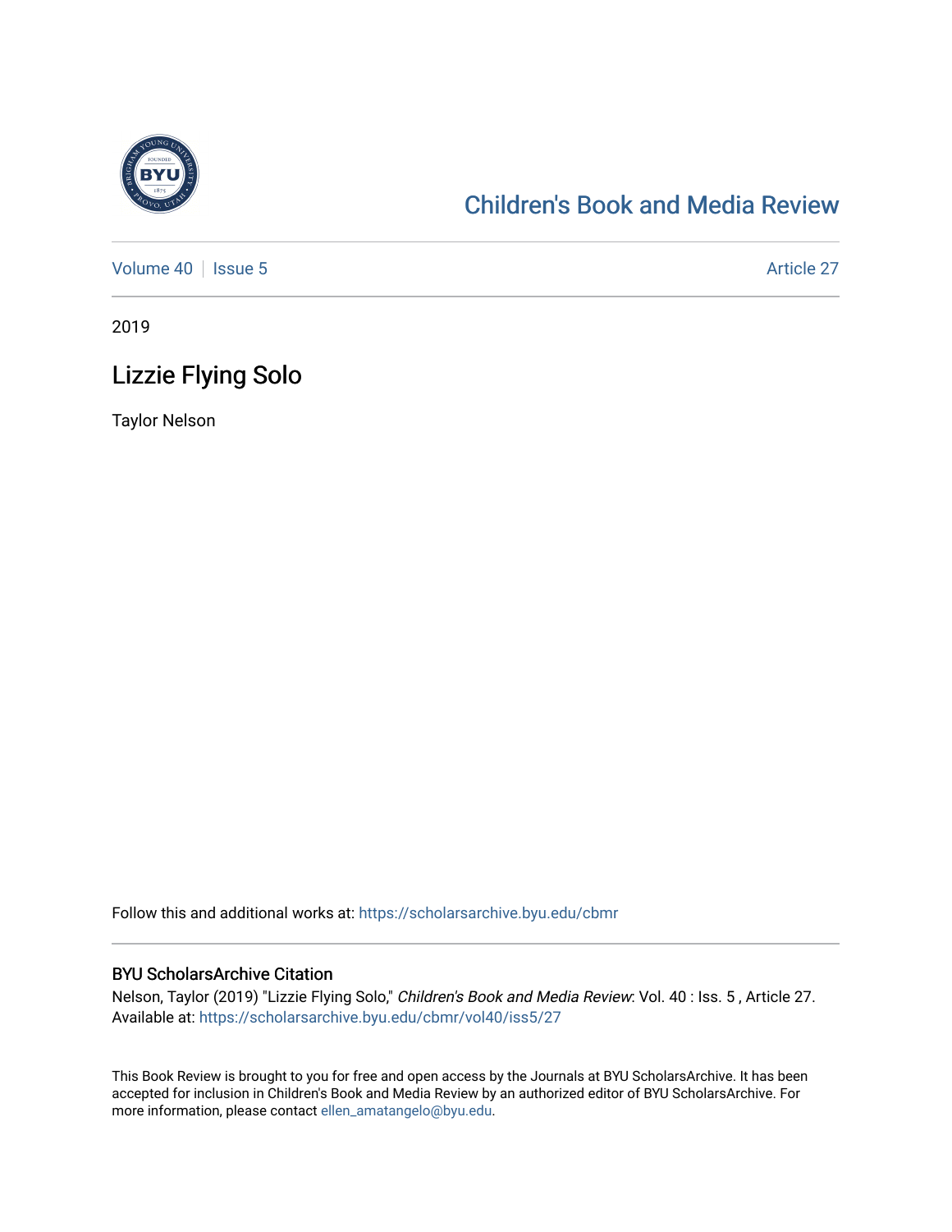# Children's Book and Media Review

Volume 40 | Issue 5 | Article 27

2019

## Lizzie Flying Solo

Taylor Nelson

Follow this and additional works at: https://scholarsarchive.byu.edu/cbmr

### BYU ScholarsArchive Citation

Nelson, Taylor (2019) "Lizzie Flying Solo," *Children's Book and Media Review*: Vol. 40 : Iss. 5 , Article 27.
Available at: https://scholarsarchive.byu.edu/cbmr/vol40/iss5/27

This Book Review is brought to you for free and open access by the Journals at BYU ScholarsArchive. It has been accepted for inclusion in Children's Book and Media Review by an authorized editor of BYU ScholarsArchive. For more information, please contact ellen_amatangelo@byu.edu.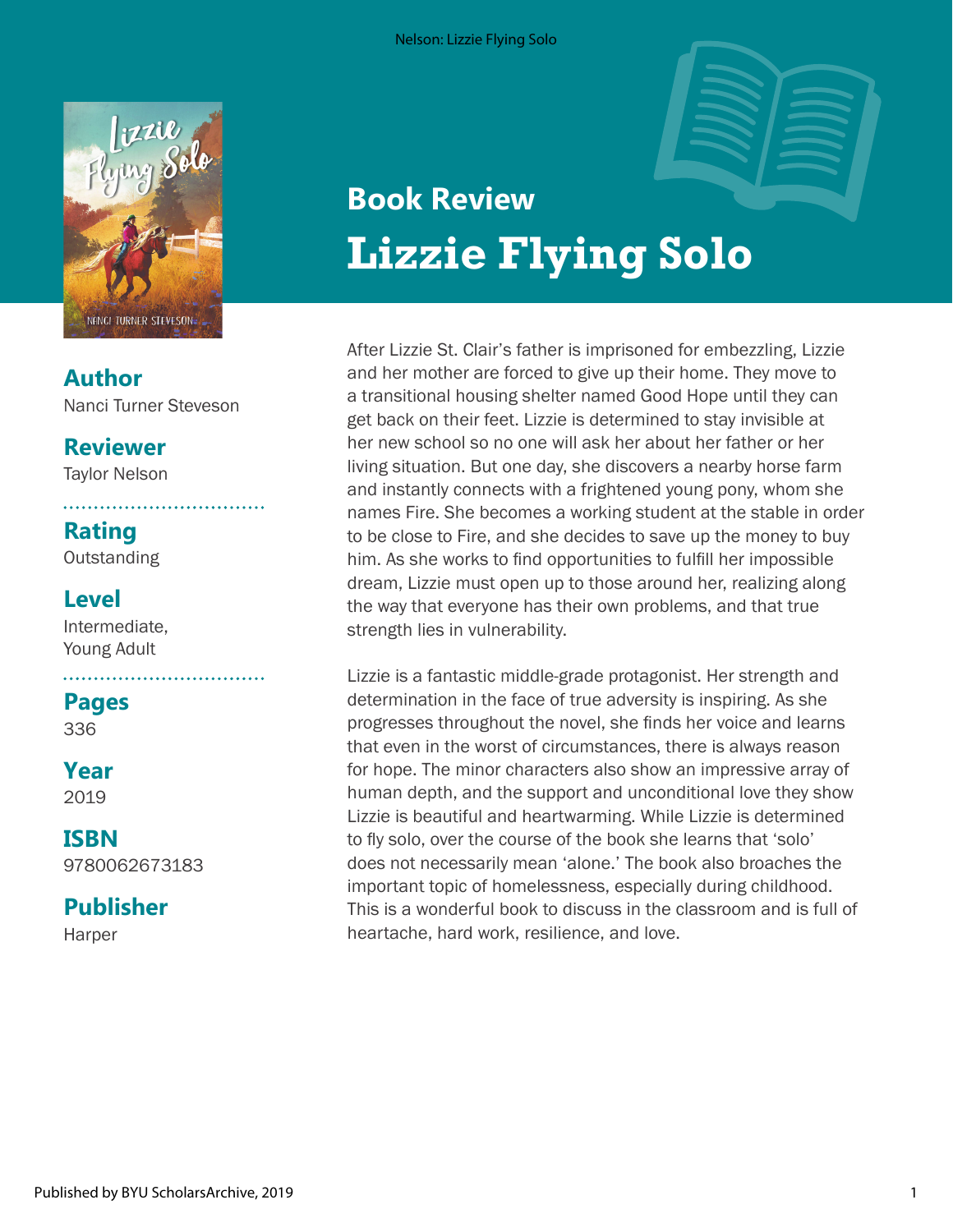# Book Review

## Lizzie Flying Solo

**Author**
Nanci Turner Steveson

**Reviewer**
Taylor Nelson

**Rating**
Outstanding

**Level**
Intermediate, Young Adult

**Pages**
336

**Year**
2019

**ISBN**
9780062673183

**Publisher**
Harper

After Lizzie St. Clair's father is imprisoned for embezzling, Lizzie and her mother are forced to give up their home. They move to a transitional housing shelter named Good Hope until they can get back on their feet. Lizzie is determined to stay invisible at her new school so no one will ask her about her father or her living situation. But one day, she discovers a nearby horse farm and instantly connects with a frightened young pony, whom she names Fire. She becomes a working student at the stable in order to be close to Fire, and she decides to save up the money to buy him. As she works to find opportunities to fulfill her impossible dream, Lizzie must open up to those around her, realizing along the way that everyone has their own problems, and that true strength lies in vulnerability.

Lizzie is a fantastic middle-grade protagonist. Her strength and determination in the face of true adversity is inspiring. As she progresses throughout the novel, she finds her voice and learns that even in the worst of circumstances, there is always reason for hope. The minor characters also show an impressive array of human depth, and the support and unconditional love they show Lizzie is beautiful and heartwarming. While Lizzie is determined to fly solo, over the course of the book she learns that 'solo' does not necessarily mean 'alone.' The book also broaches the important topic of homelessness, especially during childhood. This is a wonderful book to discuss in the classroom and is full of heartache, hard work, resilience, and love.